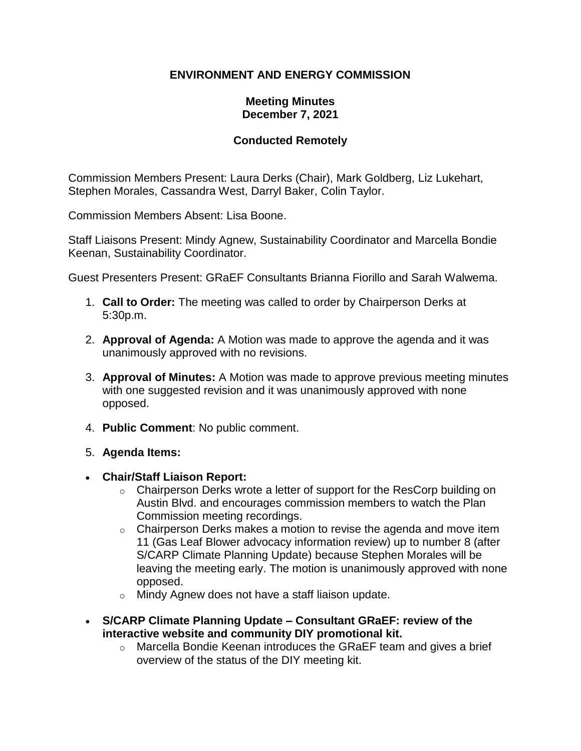# ENVIRONMENT AND ENERGY COMMISSION

## Meeting Minutes
## December 7, 2021

## Conducted Remotely

Commission Members Present: Laura Derks (Chair), Mark Goldberg, Liz Lukehart, Stephen Morales, Cassandra West, Darryl Baker, Colin Taylor.

Commission Members Absent: Lisa Boone.

Staff Liaisons Present: Mindy Agnew, Sustainability Coordinator and Marcella Bondie Keenan, Sustainability Coordinator.

Guest Presenters Present: GRaEF Consultants Brianna Fiorillo and Sarah Walwema.

1. **Call to Order:** The meeting was called to order by Chairperson Derks at 5:30p.m.

2. **Approval of Agenda:** A Motion was made to approve the agenda and it was unanimously approved with no revisions.

3. **Approval of Minutes:** A Motion was made to approve previous meeting minutes with one suggested revision and it was unanimously approved with none opposed.

4. **Public Comment**: No public comment.

5. **Agenda Items:**

- **Chair/Staff Liaison Report:**
  - Chairperson Derks wrote a letter of support for the ResCorp building on Austin Blvd. and encourages commission members to watch the Plan Commission meeting recordings.
  - Chairperson Derks makes a motion to revise the agenda and move item 11 (Gas Leaf Blower advocacy information review) up to number 8 (after S/CARP Climate Planning Update) because Stephen Morales will be leaving the meeting early. The motion is unanimously approved with none opposed.
  - Mindy Agnew does not have a staff liaison update.

- **S/CARP Climate Planning Update – Consultant GRaEF: review of the interactive website and community DIY promotional kit.**
  - Marcella Bondie Keenan introduces the GRaEF team and gives a brief overview of the status of the DIY meeting kit.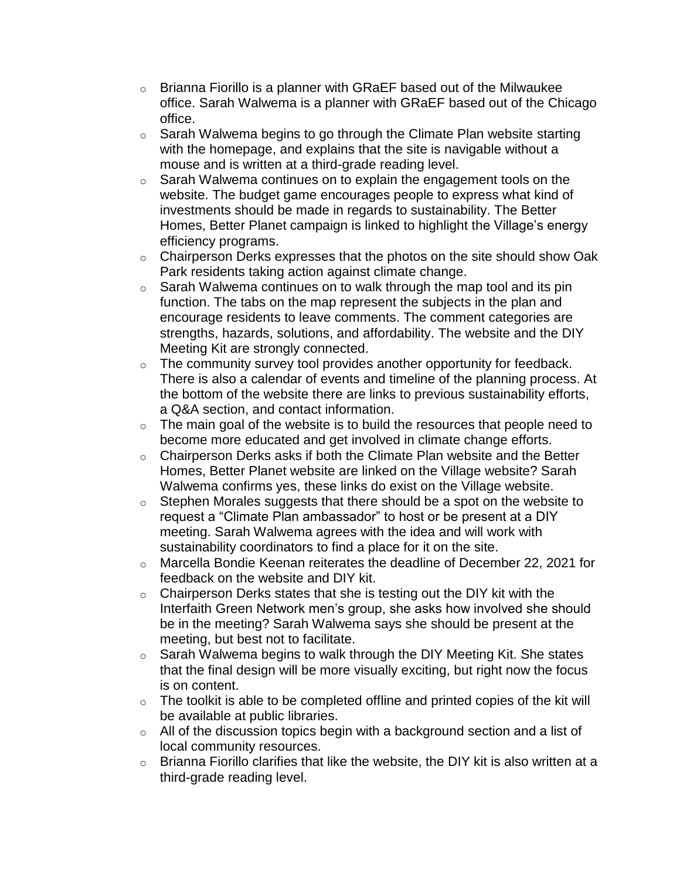- Brianna Fiorillo is a planner with GRaEF based out of the Milwaukee office. Sarah Walwema is a planner with GRaEF based out of the Chicago office.
- Sarah Walwema begins to go through the Climate Plan website starting with the homepage, and explains that the site is navigable without a mouse and is written at a third-grade reading level.
- Sarah Walwema continues on to explain the engagement tools on the website. The budget game encourages people to express what kind of investments should be made in regards to sustainability. The Better Homes, Better Planet campaign is linked to highlight the Village's energy efficiency programs.
- Chairperson Derks expresses that the photos on the site should show Oak Park residents taking action against climate change.
- Sarah Walwema continues on to walk through the map tool and its pin function. The tabs on the map represent the subjects in the plan and encourage residents to leave comments. The comment categories are strengths, hazards, solutions, and affordability. The website and the DIY Meeting Kit are strongly connected.
- The community survey tool provides another opportunity for feedback. There is also a calendar of events and timeline of the planning process. At the bottom of the website there are links to previous sustainability efforts, a Q&A section, and contact information.
- The main goal of the website is to build the resources that people need to become more educated and get involved in climate change efforts.
- Chairperson Derks asks if both the Climate Plan website and the Better Homes, Better Planet website are linked on the Village website? Sarah Walwema confirms yes, these links do exist on the Village website.
- Stephen Morales suggests that there should be a spot on the website to request a "Climate Plan ambassador" to host or be present at a DIY meeting. Sarah Walwema agrees with the idea and will work with sustainability coordinators to find a place for it on the site.
- Marcella Bondie Keenan reiterates the deadline of December 22, 2021 for feedback on the website and DIY kit.
- Chairperson Derks states that she is testing out the DIY kit with the Interfaith Green Network men's group, she asks how involved she should be in the meeting? Sarah Walwema says she should be present at the meeting, but best not to facilitate.
- Sarah Walwema begins to walk through the DIY Meeting Kit. She states that the final design will be more visually exciting, but right now the focus is on content.
- The toolkit is able to be completed offline and printed copies of the kit will be available at public libraries.
- All of the discussion topics begin with a background section and a list of local community resources.
- Brianna Fiorillo clarifies that like the website, the DIY kit is also written at a third-grade reading level.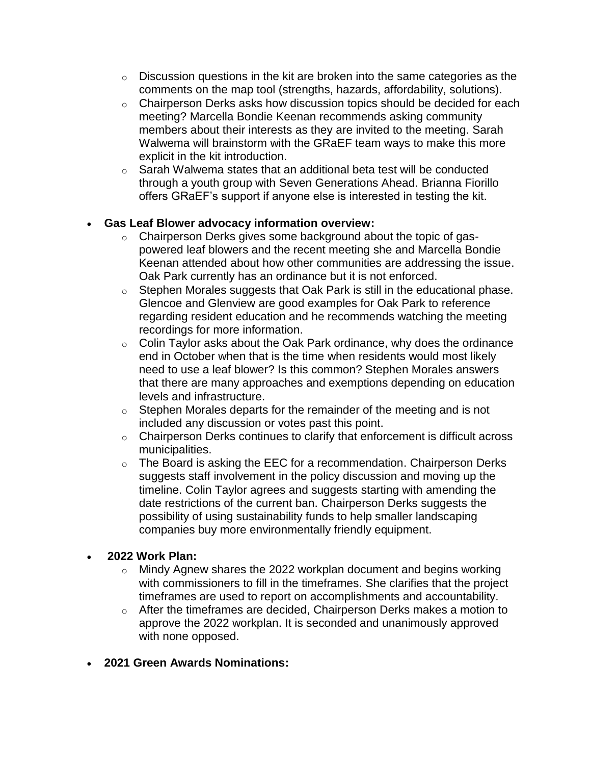- Discussion questions in the kit are broken into the same categories as the comments on the map tool (strengths, hazards, affordability, solutions).
  - Chairperson Derks asks how discussion topics should be decided for each meeting? Marcella Bondie Keenan recommends asking community members about their interests as they are invited to the meeting. Sarah Walwema will brainstorm with the GRaEF team ways to make this more explicit in the kit introduction.
  - Sarah Walwema states that an additional beta test will be conducted through a youth group with Seven Generations Ahead. Brianna Fiorillo offers GRaEF's support if anyone else is interested in testing the kit.

- **Gas Leaf Blower advocacy information overview:**
  - Chairperson Derks gives some background about the topic of gas-powered leaf blowers and the recent meeting she and Marcella Bondie Keenan attended about how other communities are addressing the issue. Oak Park currently has an ordinance but it is not enforced.
  - Stephen Morales suggests that Oak Park is still in the educational phase. Glencoe and Glenview are good examples for Oak Park to reference regarding resident education and he recommends watching the meeting recordings for more information.
  - Colin Taylor asks about the Oak Park ordinance, why does the ordinance end in October when that is the time when residents would most likely need to use a leaf blower? Is this common? Stephen Morales answers that there are many approaches and exemptions depending on education levels and infrastructure.
  - Stephen Morales departs for the remainder of the meeting and is not included any discussion or votes past this point.
  - Chairperson Derks continues to clarify that enforcement is difficult across municipalities.
  - The Board is asking the EEC for a recommendation. Chairperson Derks suggests staff involvement in the policy discussion and moving up the timeline. Colin Taylor agrees and suggests starting with amending the date restrictions of the current ban. Chairperson Derks suggests the possibility of using sustainability funds to help smaller landscaping companies buy more environmentally friendly equipment.

- **2022 Work Plan:**
  - Mindy Agnew shares the 2022 workplan document and begins working with commissioners to fill in the timeframes. She clarifies that the project timeframes are used to report on accomplishments and accountability.
  - After the timeframes are decided, Chairperson Derks makes a motion to approve the 2022 workplan. It is seconded and unanimously approved with none opposed.

- **2021 Green Awards Nominations:**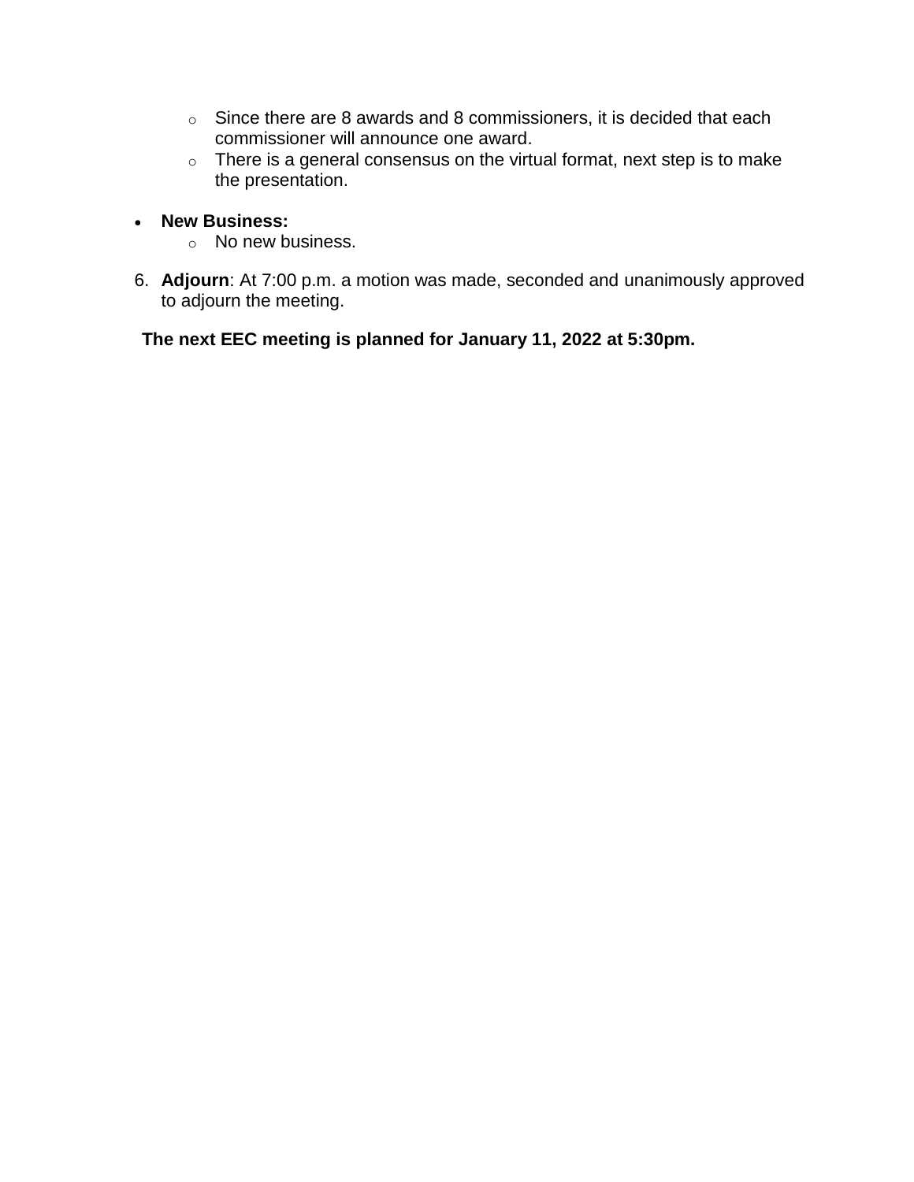- Since there are 8 awards and 8 commissioners, it is decided that each commissioner will announce one award.
  - There is a general consensus on the virtual format, next step is to make the presentation.

- **New Business:**
  - No new business.

6. **Adjourn**: At 7:00 p.m. a motion was made, seconded and unanimously approved to adjourn the meeting.

**The next EEC meeting is planned for January 11, 2022 at 5:30pm.**